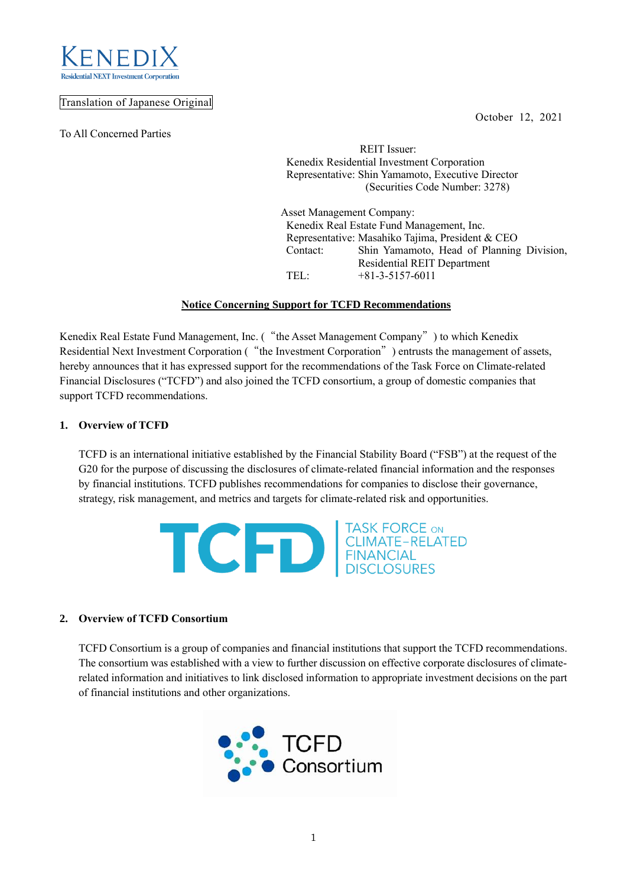Translation of Japanese Original

October 12, 2021

To All Concerned Parties

REIT Issuer:
Kenedix Residential Investment Corporation
Representative: Shin Yamamoto, Executive Director
(Securities Code Number: 3278)

Asset Management Company:
Kenedix Real Estate Fund Management, Inc.
Representative: Masahiko Tajima, President & CEO
Contact: Shin Yamamoto, Head of Planning Division, Residential REIT Department
TEL: +81-3-5157-6011

## Notice Concerning Support for TCFD Recommendations

Kenedix Real Estate Fund Management, Inc. ("the Asset Management Company") to which Kenedix Residential Next Investment Corporation ("the Investment Corporation") entrusts the management of assets, hereby announces that it has expressed support for the recommendations of the Task Force on Climate-related Financial Disclosures ("TCFD") and also joined the TCFD consortium, a group of domestic companies that support TCFD recommendations.

### 1. Overview of TCFD

TCFD is an international initiative established by the Financial Stability Board ("FSB") at the request of the G20 for the purpose of discussing the disclosures of climate-related financial information and the responses by financial institutions. TCFD publishes recommendations for companies to disclose their governance, strategy, risk management, and metrics and targets for climate-related risk and opportunities.

### 2. Overview of TCFD Consortium

TCFD Consortium is a group of companies and financial institutions that support the TCFD recommendations. The consortium was established with a view to further discussion on effective corporate disclosures of climate-related information and initiatives to link disclosed information to appropriate investment decisions on the part of financial institutions and other organizations.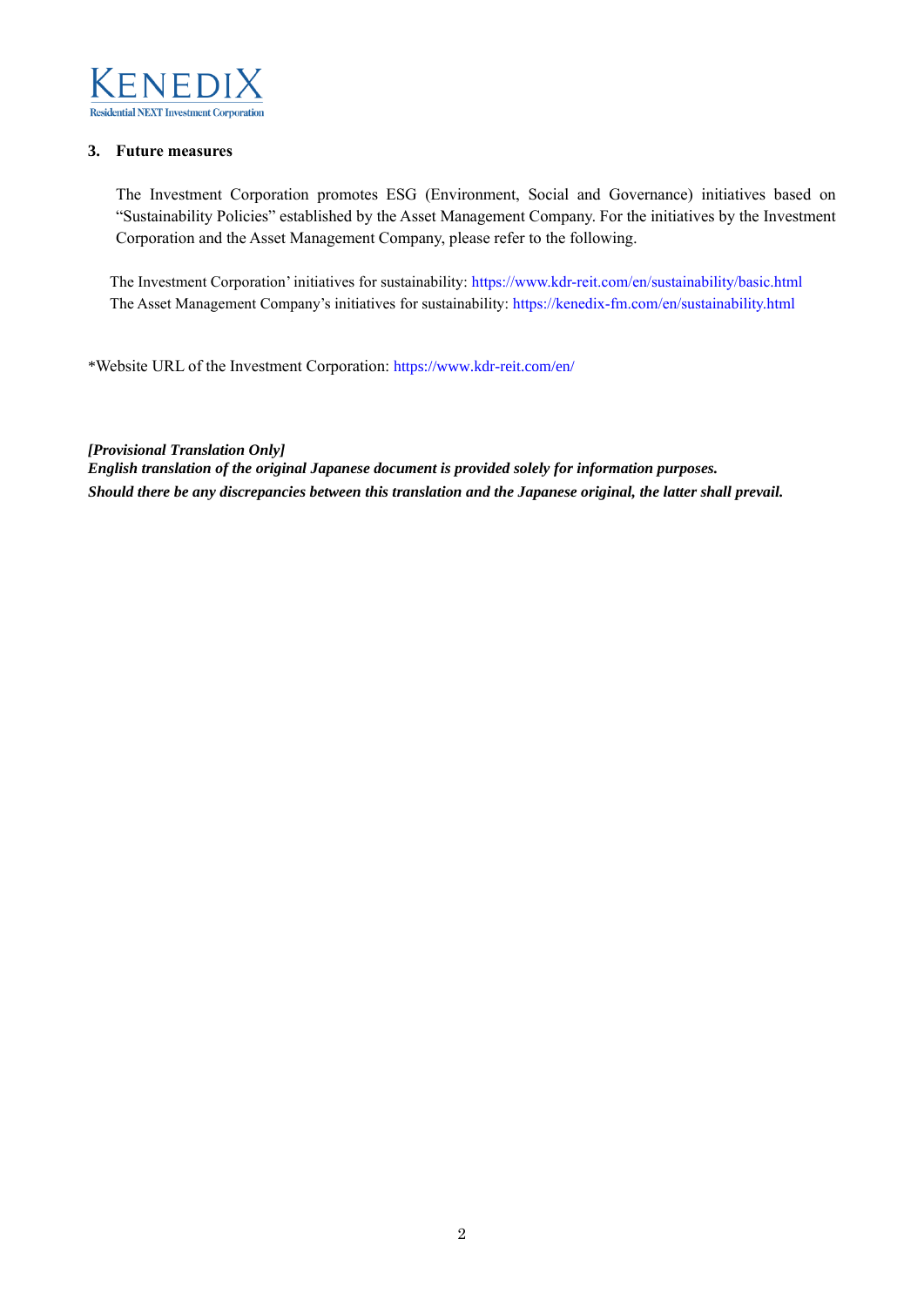### 3. Future measures

The Investment Corporation promotes ESG (Environment, Social and Governance) initiatives based on "Sustainability Policies" established by the Asset Management Company. For the initiatives by the Investment Corporation and the Asset Management Company, please refer to the following.

The Investment Corporation' initiatives for sustainability: https://www.kdr-reit.com/en/sustainability/basic.html
The Asset Management Company's initiatives for sustainability: https://kenedix-fm.com/en/sustainability.html

*Website URL of the Investment Corporation: https://www.kdr-reit.com/en/

***[Provisional Translation Only]***
***English translation of the original Japanese document is provided solely for information purposes.***
***Should there be any discrepancies between this translation and the Japanese original, the latter shall prevail.***